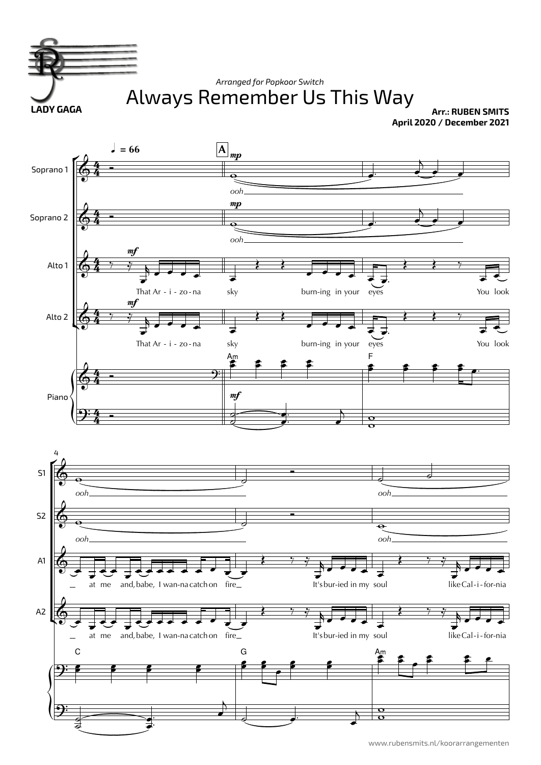LADY GAGA

*Arranged for Popkoor Switch*

# Always Remember Us This Way

**Arr.: RUBEN SMITS**
**April 2020 / December 2021**

♩ = 66

Soprano 1: *ooh* ... *ooh*

Soprano 2: *ooh* ... *ooh*

Alto 1: That Ar - i - zo - na sky burn-ing in your eyes You look at me and, babe, I wan-na catch on fire It's bur-ied in my soul like Cal - i - for - nia

Alto 2: That Ar - i - zo - na sky burn-ing in your eyes You look at me and, babe, I wan-na catch on fire It's bur-ied in my soul like Cal - i - for - nia

Piano: Am F C G Am

www.rubensmits.nl/koorarrangementen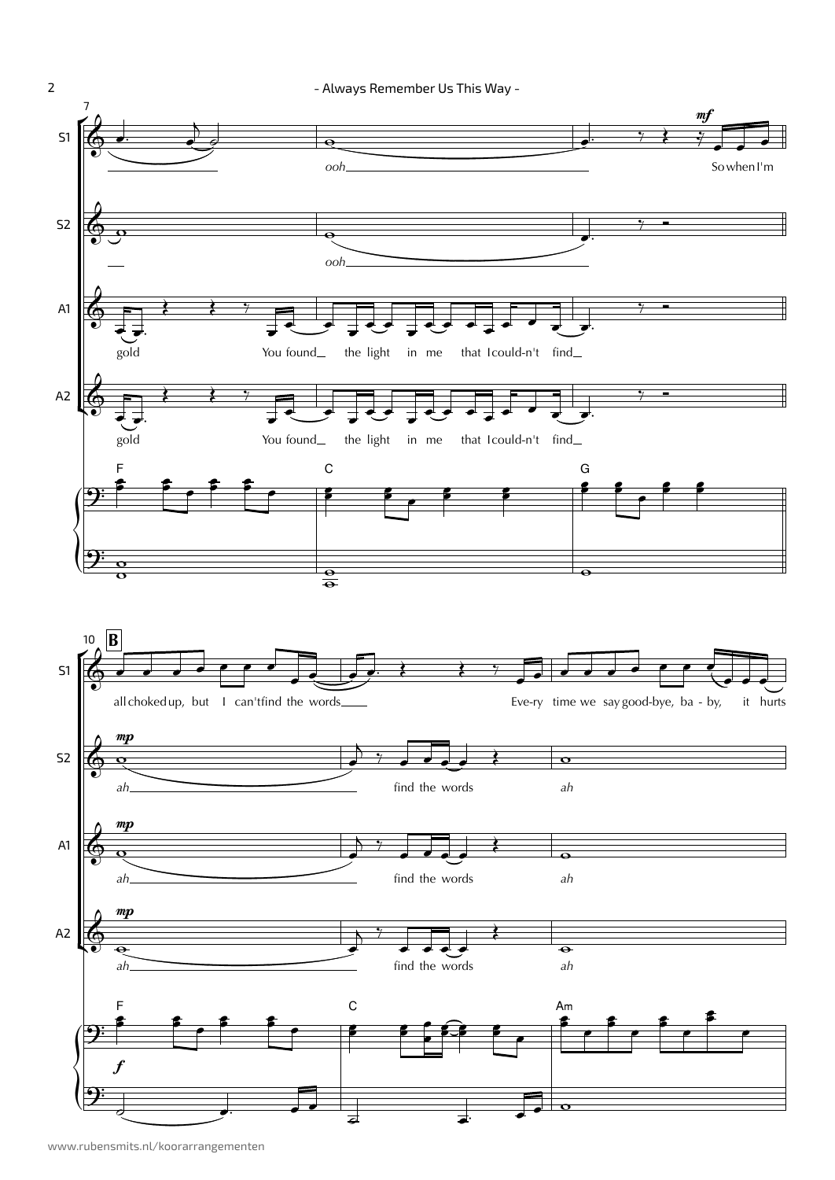S1: ooh — So when I'm

S2: ooh

A1: gold — You found the light in me that I could-n't find

A2: gold — You found the light in me that I could-n't find

F C G

**B**

S1: all choked up, but I can't find the words — Eve-ry time we say good-bye, ba - by, it hurts

S2: *mp* ah — find the words — ah

A1: *mp* ah — find the words — ah

A2: *mp* ah — find the words — ah

F C Am

*f*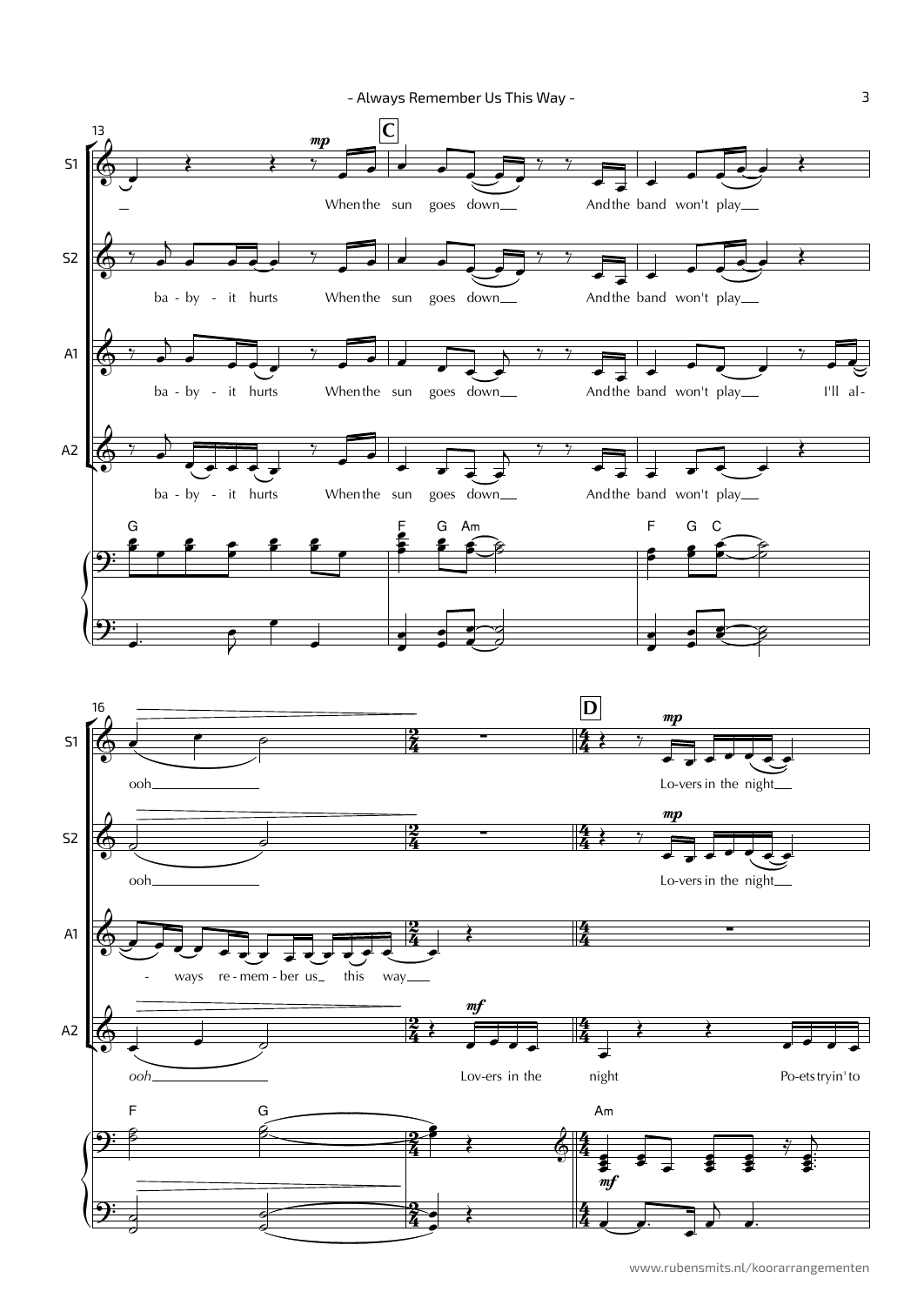13

**S1:** When the sun goes down — And the band won't play — ooh — Lo-vers in the night

**S2:** ba - by - it hurts — When the sun goes down — And the band won't play — ooh — Lo-vers in the night

**A1:** ba - by - it hurts — When the sun goes down — And the band won't play — I'll al - ways re - mem - ber us this way

**A2:** ba - by - it hurts — When the sun goes down — And the band won't play — *ooh* — Lov-ers in the night — Po-ets tryin' to

Chords: G — F G Am — F G C — F G — Am

C

D

16